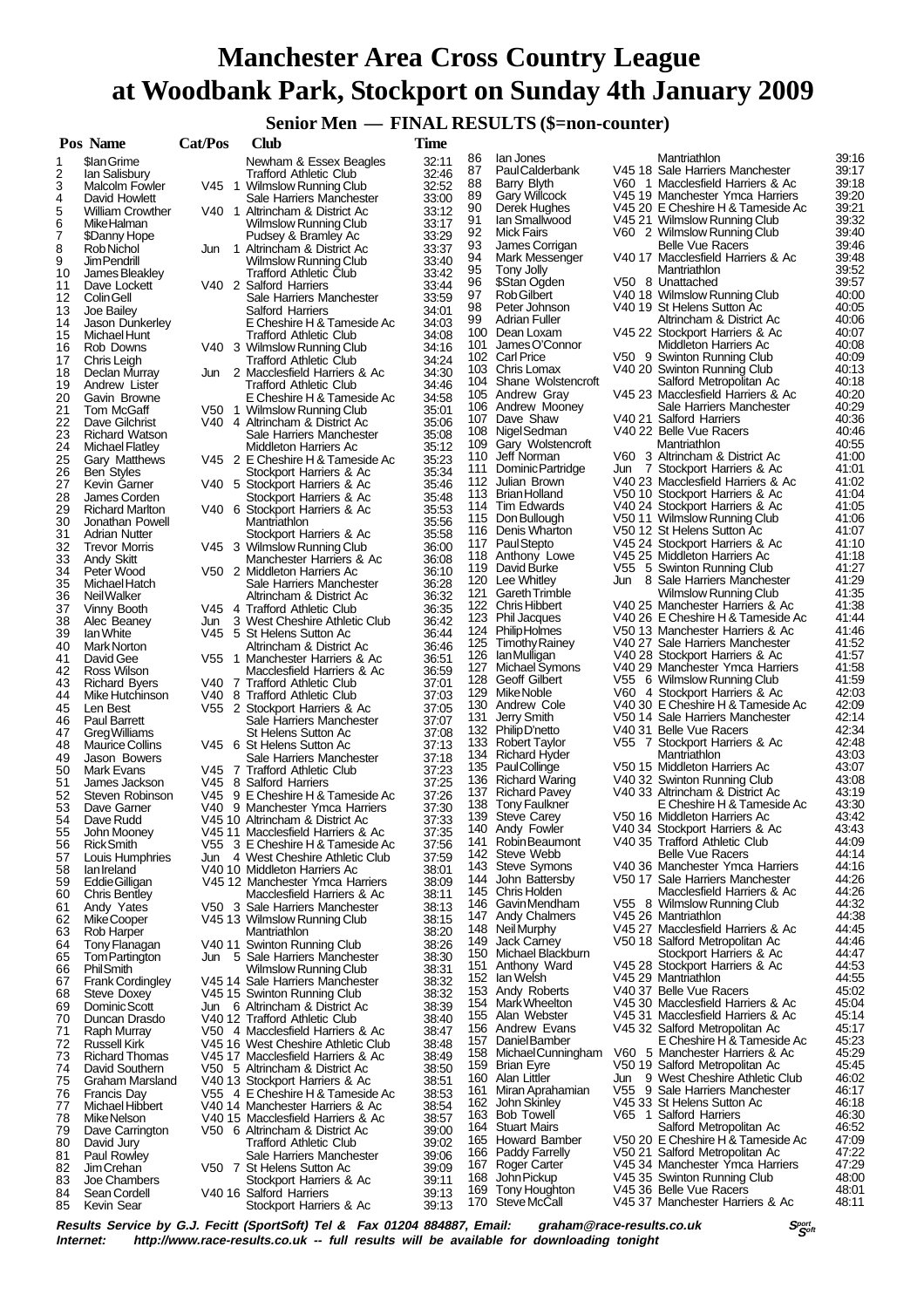# Manchester Area Cross Country League at Woodbank Park, Stockport on Sunday 4th January 2009

## Senior Men — FINAL RESULTS ($=non-counter)

| Pos | Name | Cat/Pos | Club | Time |
|---|---|---|---|---|
| 1 | $Ian Grime | | Newham & Essex Beagles | 32:11 |
| 2 | Ian Salisbury | | Trafford Athletic Club | 32:46 |
| 3 | Malcolm Fowler | V45 1 | Wilmslow Running Club | 32:52 |
| 4 | David Howlett | | Sale Harriers Manchester | 33:00 |
| 5 | William Crowther | V40 1 | Altrincham & District Ac | 33:12 |
| 6 | Mike Halman | | Wilmslow Running Club | 33:17 |
| 7 | $Danny Hope | | Pudsey & Bramley Ac | 33:29 |
| 8 | Rob Nichol | Jun 1 | Altrincham & District Ac | 33:37 |
| 9 | Jim Pendrill | | Wilmslow Running Club | 33:40 |
| 10 | James Bleakley | | Trafford Athletic Club | 33:42 |
| 11 | Dave Lockett | V40 2 | Salford Harriers | 33:44 |
| 12 | Colin Gell | | Sale Harriers Manchester | 33:59 |
| 13 | Joe Bailey | | Salford Harriers | 34:01 |
| 14 | Jason Dunkerley | | E Cheshire H & Tameside Ac | 34:03 |
| 15 | Michael Hunt | | Trafford Athletic Club | 34:08 |
| 16 | Rob Downs | V40 3 | Wilmslow Running Club | 34:16 |
| 17 | Chris Leigh | | Trafford Athletic Club | 34:24 |
| 18 | Declan Murray | Jun 2 | Macclesfield Harriers & Ac | 34:30 |
| 19 | Andrew Lister | | Trafford Athletic Club | 34:46 |
| 20 | Gavin Browne | | E Cheshire H & Tameside Ac | 34:58 |
| 21 | Tom McGaff | V50 1 | Wilmslow Running Club | 35:01 |
| 22 | Dave Gilchrist | V40 4 | Altrincham & District Ac | 35:06 |
| 23 | Richard Watson | | Sale Harriers Manchester | 35:08 |
| 24 | Michael Flatley | | Middleton Harriers Ac | 35:12 |
| 25 | Gary Matthews | V45 2 | E Cheshire H & Tameside Ac | 35:23 |
| 26 | Ben Styles | | Stockport Harriers & Ac | 35:34 |
| 27 | Kevin Garner | V40 5 | Stockport Harriers & Ac | 35:46 |
| 28 | James Corden | | Stockport Harriers & Ac | 35:48 |
| 29 | Richard Marlton | V40 6 | Stockport Harriers & Ac | 35:53 |
| 30 | Jonathan Powell | | Mantriathlon | 35:56 |
| 31 | Adrian Nutter | | Stockport Harriers & Ac | 35:58 |
| 32 | Trevor Morris | V45 3 | Wilmslow Running Club | 36:00 |
| 33 | Andy Skitt | | Manchester Harriers & Ac | 36:08 |
| 34 | Peter Wood | V50 2 | Middleton Harriers Ac | 36:10 |
| 35 | Michael Hatch | | Sale Harriers Manchester | 36:28 |
| 36 | Neil Walker | | Altrincham & District Ac | 36:32 |
| 37 | Vinny Booth | V45 4 | Trafford Athletic Club | 36:35 |
| 38 | Alec Beaney | Jun 3 | West Cheshire Athletic Club | 36:42 |
| 39 | Ian White | V45 5 | St Helens Sutton Ac | 36:44 |
| 40 | Mark Norton | | Altrincham & District Ac | 36:46 |
| 41 | David Gee | V55 1 | Manchester Harriers & Ac | 36:51 |
| 42 | Ross Wilson | | Macclesfield Harriers & Ac | 36:59 |
| 43 | Richard Byers | V40 7 | Trafford Athletic Club | 37:01 |
| 44 | Mike Hutchinson | V40 8 | Trafford Athletic Club | 37:03 |
| 45 | Len Best | V55 2 | Stockport Harriers & Ac | 37:05 |
| 46 | Paul Barrett | | Sale Harriers Manchester | 37:07 |
| 47 | Greg Williams | | St Helens Sutton Ac | 37:08 |
| 48 | Maurice Collins | V45 6 | St Helens Sutton Ac | 37:13 |
| 49 | Jason Bowers | | Sale Harriers Manchester | 37:18 |
| 50 | Mark Evans | V45 7 | Trafford Athletic Club | 37:23 |
| 51 | James Jackson | V45 8 | Salford Harriers | 37:25 |
| 52 | Steven Robinson | V45 9 | E Cheshire H & Tameside Ac | 37:26 |
| 53 | Dave Garner | V40 9 | Manchester Ymca Harriers | 37:30 |
| 54 | Dave Rudd | V45 10 | Altrincham & District Ac | 37:33 |
| 55 | John Mooney | V45 11 | Macclesfield Harriers & Ac | 37:35 |
| 56 | Rick Smith | V55 3 | E Cheshire H & Tameside Ac | 37:56 |
| 57 | Louis Humphries | Jun 4 | West Cheshire Athletic Club | 37:59 |
| 58 | Ian Ireland | V40 10 | Middleton Harriers Ac | 38:01 |
| 59 | Eddie Gilligan | V45 12 | Manchester Ymca Harriers | 38:09 |
| 60 | Chris Bentley | | Macclesfield Harriers & Ac | 38:11 |
| 61 | Andy Yates | V50 3 | Sale Harriers Manchester | 38:13 |
| 62 | Mike Cooper | V45 13 | Wilmslow Running Club | 38:15 |
| 63 | Rob Harper | | Mantriathlon | 38:20 |
| 64 | Tony Flanagan | V40 11 | Swinton Running Club | 38:26 |
| 65 | Tom Partington | Jun 5 | Sale Harriers Manchester | 38:30 |
| 66 | Phil Smith | | Wilmslow Running Club | 38:31 |
| 67 | Frank Cordingley | V45 14 | Sale Harriers Manchester | 38:32 |
| 68 | Steve Doxey | V45 15 | Swinton Running Club | 38:32 |
| 69 | Dominic Scott | Jun 6 | Altrincham & District Ac | 38:39 |
| 70 | Duncan Drasdo | V40 12 | Trafford Athletic Club | 38:40 |
| 71 | Raph Murray | V50 4 | Macclesfield Harriers & Ac | 38:47 |
| 72 | Russell Kirk | V45 16 | West Cheshire Athletic Club | 38:48 |
| 73 | Richard Thomas | V45 17 | Macclesfield Harriers & Ac | 38:49 |
| 74 | David Southern | V50 5 | Altrincham & District Ac | 38:50 |
| 75 | Graham Marsland | V40 13 | Stockport Harriers & Ac | 38:51 |
| 76 | Francis Day | V55 4 | E Cheshire H & Tameside Ac | 38:53 |
| 77 | Michael Hibbert | V40 14 | Manchester Harriers & Ac | 38:54 |
| 78 | Mike Nelson | V40 15 | Macclesfield Harriers & Ac | 38:57 |
| 79 | Dave Carrington | V50 6 | Altrincham & District Ac | 39:00 |
| 80 | David Jury | | Trafford Athletic Club | 39:02 |
| 81 | Paul Rowley | | Sale Harriers Manchester | 39:06 |
| 82 | Jim Crehan | V50 7 | St Helens Sutton Ac | 39:09 |
| 83 | Joe Chambers | | Stockport Harriers & Ac | 39:11 |
| 84 | Sean Cordell | V40 16 | Salford Harriers | 39:13 |
| 85 | Kevin Sear | | Stockport Harriers & Ac | 39:13 |
| 86 | Ian Jones | | Mantriathlon | 39:16 |
| 87 | Paul Calderbank | V45 18 | Sale Harriers Manchester | 39:17 |
| 88 | Barry Blyth | V60 1 | Macclesfield Harriers & Ac | 39:18 |
| 89 | Gary Willcock | V45 19 | Manchester Ymca Harriers | 39:20 |
| 90 | Derek Hughes | V45 20 | E Cheshire H & Tameside Ac | 39:21 |
| 91 | Ian Smallwood | V45 21 | Wilmslow Running Club | 39:32 |
| 92 | Mick Fairs | V60 2 | Wilmslow Running Club | 39:40 |
| 93 | James Corrigan | | Belle Vue Racers | 39:46 |
| 94 | Mark Messenger | V40 17 | Macclesfield Harriers & Ac | 39:48 |
| 95 | Tony Jolly | | Mantriathlon | 39:52 |
| 96 | $Stan Ogden | V50 8 | Unattached | 39:57 |
| 97 | Rob Gilbert | V40 18 | Wilmslow Running Club | 40:00 |
| 98 | Peter Johnson | V40 19 | St Helens Sutton Ac | 40:05 |
| 99 | Adrian Fuller | | Altrincham & District Ac | 40:06 |
| 100 | Dean Loxam | V45 22 | Stockport Harriers & Ac | 40:07 |
| 101 | James O'Connor | | Middleton Harriers Ac | 40:08 |
| 102 | Carl Price | V50 9 | Swinton Running Club | 40:09 |
| 103 | Chris Lomax | V40 20 | Swinton Running Club | 40:13 |
| 104 | Shane Wolstencroft | | Salford Metropolitan Ac | 40:18 |
| 105 | Andrew Gray | V45 23 | Macclesfield Harriers & Ac | 40:20 |
| 106 | Andrew Mooney | | Sale Harriers Manchester | 40:29 |
| 107 | Dave Shaw | V40 21 | Salford Harriers | 40:36 |
| 108 | Nigel Sedman | V40 22 | Belle Vue Racers | 40:46 |
| 109 | Gary Wolstencroft | | Mantriathlon | 40:55 |
| 110 | Jeff Norman | V60 3 | Altrincham & District Ac | 41:00 |
| 111 | Dominic Partridge | Jun 7 | Stockport Harriers & Ac | 41:01 |
| 112 | Julian Brown | V40 23 | Macclesfield Harriers & Ac | 41:02 |
| 113 | Brian Holland | V50 10 | Stockport Harriers & Ac | 41:04 |
| 114 | Tim Edwards | V40 24 | Stockport Harriers & Ac | 41:05 |
| 115 | Don Bullough | V50 11 | Wilmslow Running Club | 41:06 |
| 116 | Denis Wharton | V50 12 | St Helens Sutton Ac | 41:07 |
| 117 | Paul Stepto | V45 24 | Stockport Harriers & Ac | 41:10 |
| 118 | Anthony Lowe | V45 25 | Middleton Harriers Ac | 41:18 |
| 119 | David Burke | V55 5 | Swinton Running Club | 41:27 |
| 120 | Lee Whitley | Jun 8 | Sale Harriers Manchester | 41:29 |
| 121 | Gareth Trimble | | Wilmslow Running Club | 41:35 |
| 122 | Chris Hibbert | V40 25 | Manchester Harriers & Ac | 41:38 |
| 123 | Phil Jacques | V40 26 | E Cheshire H & Tameside Ac | 41:44 |
| 124 | Philip Holmes | V50 13 | Manchester Harriers & Ac | 41:46 |
| 125 | Timothy Rainey | V40 27 | Sale Harriers Manchester | 41:52 |
| 126 | Ian Mulligan | V40 28 | Stockport Harriers & Ac | 41:57 |
| 127 | Michael Symons | V40 29 | Manchester Ymca Harriers | 41:58 |
| 128 | Geoff Gilbert | V55 6 | Wilmslow Running Club | 41:59 |
| 129 | Mike Noble | V60 4 | Stockport Harriers & Ac | 42:03 |
| 130 | Andrew Cole | V40 30 | E Cheshire H & Tameside Ac | 42:09 |
| 131 | Jerry Smith | V50 14 | Sale Harriers Manchester | 42:14 |
| 132 | Philip D'netto | V40 31 | Belle Vue Racers | 42:34 |
| 133 | Robert Taylor | V55 7 | Stockport Harriers & Ac | 42:48 |
| 134 | Richard Hyder | | Mantriathlon | 43:03 |
| 135 | Paul Collinge | V50 15 | Middleton Harriers Ac | 43:07 |
| 136 | Richard Waring | V40 32 | Swinton Running Club | 43:08 |
| 137 | Richard Pavey | V40 33 | Altrincham & District Ac | 43:19 |
| 138 | Tony Faulkner | | E Cheshire H & Tameside Ac | 43:30 |
| 139 | Steve Carey | V50 16 | Middleton Harriers Ac | 43:42 |
| 140 | Andy Fowler | V40 34 | Stockport Harriers & Ac | 43:43 |
| 141 | Robin Beaumont | V40 35 | Trafford Athletic Club | 44:09 |
| 142 | Steve Webb | | Belle Vue Racers | 44:14 |
| 143 | Steve Symons | V40 36 | Manchester Ymca Harriers | 44:16 |
| 144 | John Battersby | V50 17 | Sale Harriers Manchester | 44:26 |
| 145 | Chris Holden | | Macclesfield Harriers & Ac | 44:26 |
| 146 | Gavin Mendham | V55 8 | Wilmslow Running Club | 44:32 |
| 147 | Andy Chalmers | V45 26 | Mantriathlon | 44:38 |
| 148 | Neil Murphy | V45 27 | Macclesfield Harriers & Ac | 44:45 |
| 149 | Jack Carney | V50 18 | Salford Metropolitan Ac | 44:46 |
| 150 | Michael Blackburn | | Stockport Harriers & Ac | 44:47 |
| 151 | Anthony Ward | V45 28 | Stockport Harriers & Ac | 44:53 |
| 152 | Ian Welsh | V45 29 | Mantriathlon | 44:55 |
| 153 | Andy Roberts | V40 37 | Belle Vue Racers | 45:02 |
| 154 | Mark Wheelton | V45 30 | Macclesfield Harriers & Ac | 45:04 |
| 155 | Alan Webster | V45 31 | Macclesfield Harriers & Ac | 45:14 |
| 156 | Andrew Evans | V45 32 | Salford Metropolitan Ac | 45:17 |
| 157 | Daniel Bamber | | E Cheshire H & Tameside Ac | 45:23 |
| 158 | Michael Cunningham | V60 5 | Manchester Harriers & Ac | 45:29 |
| 159 | Brian Eyre | V50 19 | Salford Metropolitan Ac | 45:45 |
| 160 | Alan Littler | Jun 9 | West Cheshire Athletic Club | 46:02 |
| 161 | Miran Aprahamian | V55 9 | Sale Harriers Manchester | 46:17 |
| 162 | John Skinley | V45 33 | St Helens Sutton Ac | 46:18 |
| 163 | Bob Towell | V65 1 | Salford Harriers | 46:30 |
| 164 | Stuart Mairs | | Salford Metropolitan Ac | 46:52 |
| 165 | Howard Bamber | V50 20 | E Cheshire H & Tameside Ac | 47:09 |
| 166 | Paddy Farrelly | V50 21 | Salford Metropolitan Ac | 47:22 |
| 167 | Roger Carter | V45 34 | Manchester Ymca Harriers | 47:29 |
| 168 | John Pickup | V45 35 | Swinton Running Club | 48:00 |
| 169 | Tony Houghton | V45 36 | Belle Vue Racers | 48:01 |
| 170 | Steve McCall | V45 37 | Manchester Harriers & Ac | 48:11 |

***Results Service by G.J. Fecitt (SportSoft) Tel & Fax 01204 884887, Email: graham@race-results.co.uk***
***Internet: http://www.race-results.co.uk -- full results will be available for downloading tonight***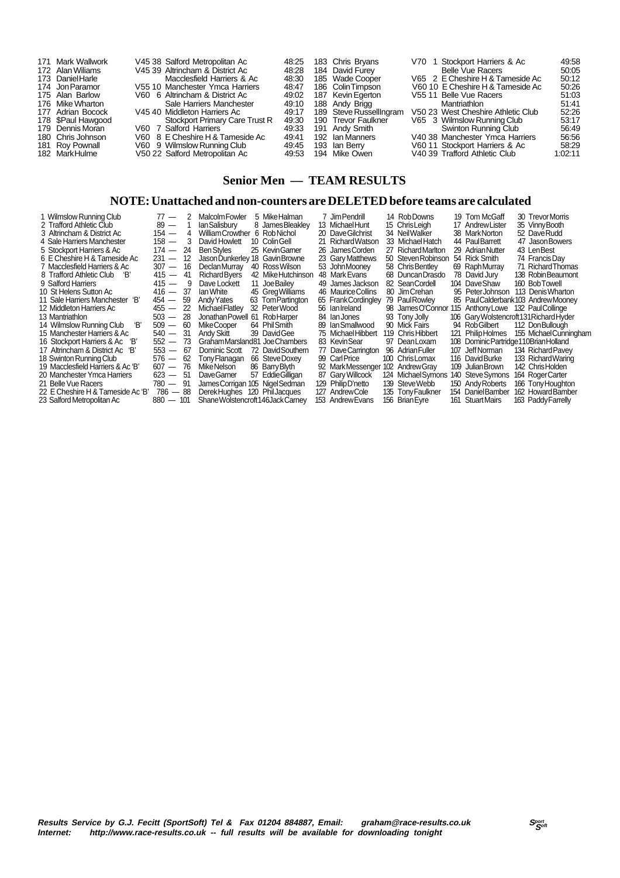| Pos | Name | Cat | Club | Time |
|---|---|---|---|---|
| 171 | Mark Wallwork | V45 38 | Salford Metropolitan Ac | 48:25 |
| 172 | Alan Wiliams | V45 39 | Altrincham & District Ac | 48:28 |
| 173 | Daniel Harle | | Macclesfield Harriers & Ac | 48:30 |
| 174 | Jon Paramor | V55 10 | Manchester Ymca Harriers | 48:47 |
| 175 | Alan Barlow | V60 6 | Altrincham & District Ac | 49:02 |
| 176 | Mike Wharton | | Sale Harriers Manchester | 49:10 |
| 177 | Adrian Bocock | V45 40 | Middleton Harriers Ac | 49:17 |
| 178 | $Paul Hawgood | | Stockport Primary Care Trust R | 49:30 |
| 179 | Dennis Moran | V60 7 | Salford Harriers | 49:33 |
| 180 | Chris Johnson | V60 8 | E Cheshire H & Tameside Ac | 49:41 |
| 181 | Roy Pownall | V60 9 | Wilmslow Running Club | 49:45 |
| 182 | Mark Hulme | V50 22 | Salford Metropolitan Ac | 49:53 |
| 183 | Chris Bryans | V70 1 | Stockport Harriers & Ac | 49:58 |
| 184 | David Furey | | Belle Vue Racers | 50:05 |
| 185 | Wade Cooper | V65 2 | E Cheshire H & Tameside Ac | 50:12 |
| 186 | Colin Timpson | V60 10 | E Cheshire H & Tameside Ac | 50:26 |
| 187 | Kevin Egerton | V55 11 | Belle Vue Racers | 51:03 |
| 188 | Andy Brigg | | Mantriathlon | 51:41 |
| 189 | Steve Russellingram | V50 23 | West Cheshire Athletic Club | 52:26 |
| 190 | Trevor Faulkner | V65 3 | Wilmslow Running Club | 53:17 |
| 191 | Andy Smith | | Swinton Running Club | 56:49 |
| 192 | Ian Manners | V40 38 | Manchester Ymca Harriers | 56:56 |
| 193 | Ian Berry | V60 11 | Stockport Harriers & Ac | 58:29 |
| 194 | Mike Owen | V40 39 | Trafford Athletic Club | 1:02:11 |

## Senior Men — TEAM RESULTS

## NOTE: Unattached and non-counters are DELETED before teams are calculated

| Pos | Team | Points | | | | | | |
|---|---|---|---|---|---|---|---|---|
| 1 | Wilmslow Running Club | 77 | 2 Malcolm Fowler | 5 Mike Halman | 7 Jim Pendrill | 14 Rob Downs | 19 Tom McGaff | 30 Trevor Morris |
| 2 | Trafford Athletic Club | 89 | 1 Ian Salisbury | 8 James Bleakley | 13 Michael Hunt | 15 Chris Leigh | 17 Andrew Lister | 35 Vinny Booth |
| 3 | Altrincham & District Ac | 154 | 4 William Crowther | 6 Rob Nichol | 20 Dave Gilchrist | 34 Neil Walker | 38 Mark Norton | 52 Dave Rudd |
| 4 | Sale Harriers Manchester | 158 | 3 David Howlett | 10 Colin Gell | 21 Richard Watson | 33 Michael Hatch | 44 Paul Barrett | 47 Jason Bowers |
| 5 | Stockport Harriers & Ac | 174 | 24 Ben Styles | 25 Kevin Garner | 26 James Corden | 27 Richard Marlton | 29 Adrian Nutter | 43 Len Best |
| 6 | E Cheshire H & Tameside Ac | 231 | 12 Jason Dunkerley | 18 Gavin Browne | 23 Gary Matthews | 50 Steven Robinson | 54 Rick Smith | 74 Francis Day |
| 7 | Macclesfield Harriers & Ac | 307 | 16 Declan Murray | 40 Ross Wilson | 53 John Mooney | 58 Chris Bentley | 69 Raph Murray | 71 Richard Thomas |
| 8 | Trafford Athletic Club 'B' | 415 | 41 Richard Byers | 42 Mike Hutchinson | 48 Mark Evans | 68 Duncan Drasdo | 78 David Jury | 138 Robin Beaumont |
| 9 | Salford Harriers | 415 | 9 Dave Lockett | 11 Joe Bailey | 49 James Jackson | 82 Sean Cordell | 104 Dave Shaw | 160 Bob Towell |
| 10 | St Helens Sutton Ac | 416 | 37 Ian White | 45 Greg Williams | 46 Maurice Collins | 80 Jim Crehan | 95 Peter Johnson | 113 Denis Wharton |
| 11 | Sale Harriers Manchester 'B' | 454 | 59 Andy Yates | 63 Tom Partington | 65 Frank Cordingley | 79 Paul Rowley | 85 Paul Calderbank | 103 Andrew Mooney |
| 12 | Middleton Harriers Ac | 455 | 22 Michael Flatley | 32 Peter Wood | 56 Ian Ireland | 98 James O'Connor | 115 Anthony Lowe | 132 Paul Collinge |
| 13 | Mantriathlon | 503 | 28 Jonathan Powell | 61 Rob Harper | 84 Ian Jones | 93 Tony Jolly | 106 Gary Wolstencroft | 131 Richard Hyder |
| 14 | Wilmslow Running Club 'B' | 509 | 60 Mike Cooper | 64 Phil Smith | 89 Ian Smallwood | 90 Mick Fairs | 94 Rob Gilbert | 112 Don Bullough |
| 15 | Manchester Harriers & Ac | 540 | 31 Andy Skitt | 39 David Gee | 75 Michael Hibbert | 119 Chris Hibbert | 121 Philip Holmes | 155 Michael Cunningham |
| 16 | Stockport Harriers & Ac 'B' | 552 | 73 Graham Marsland | 81 Joe Chambers | 83 Kevin Sear | 97 Dean Loxam | 108 Dominic Partridge | 110 Brian Holland |
| 17 | Altrincham & District Ac 'B' | 553 | 67 Dominic Scott | 72 David Southern | 77 Dave Carrington | 96 Adrian Fuller | 107 Jeff Norman | 134 Richard Pavey |
| 18 | Swinton Running Club | 576 | 62 Tony Flanagan | 66 Steve Doxey | 99 Carl Price | 100 Chris Lomax | 116 David Burke | 133 Richard Waring |
| 19 | Macclesfield Harriers & Ac 'B' | 607 | 76 Mike Nelson | 86 Barry Blyth | 92 Mark Messenger | 102 Andrew Gray | 109 Julian Brown | 142 Chris Holden |
| 20 | Manchester Ymca Harriers | 623 | 51 Dave Garner | 57 Eddie Gilligan | 87 Gary Willcock | 124 Michael Symons | 140 Steve Symons | 164 Roger Carter |
| 21 | Belle Vue Racers | 780 | 91 James Corrigan | 105 Nigel Sedman | 129 Philip D'netto | 139 Steve Webb | 150 Andy Roberts | 166 Tony Houghton |
| 22 | E Cheshire H & Tameside Ac 'B' | 786 | 88 Derek Hughes | 120 Phil Jacques | 127 Andrew Cole | 135 Tony Faulkner | 154 Daniel Bamber | 162 Howard Bamber |
| 23 | Salford Metropolitan Ac | 880 | 101 Shane Wolstencroft | 146 Jack Carney | 153 Andrew Evans | 156 Brian Eyre | 161 Stuart Mairs | 163 Paddy Farrelly |

***Results Service by G.J. Fecitt (SportSoft) Tel & Fax 01204 884887, Email: graham@race-results.co.uk***
***Internet: http://www.race-results.co.uk -- full results will be available for downloading tonight***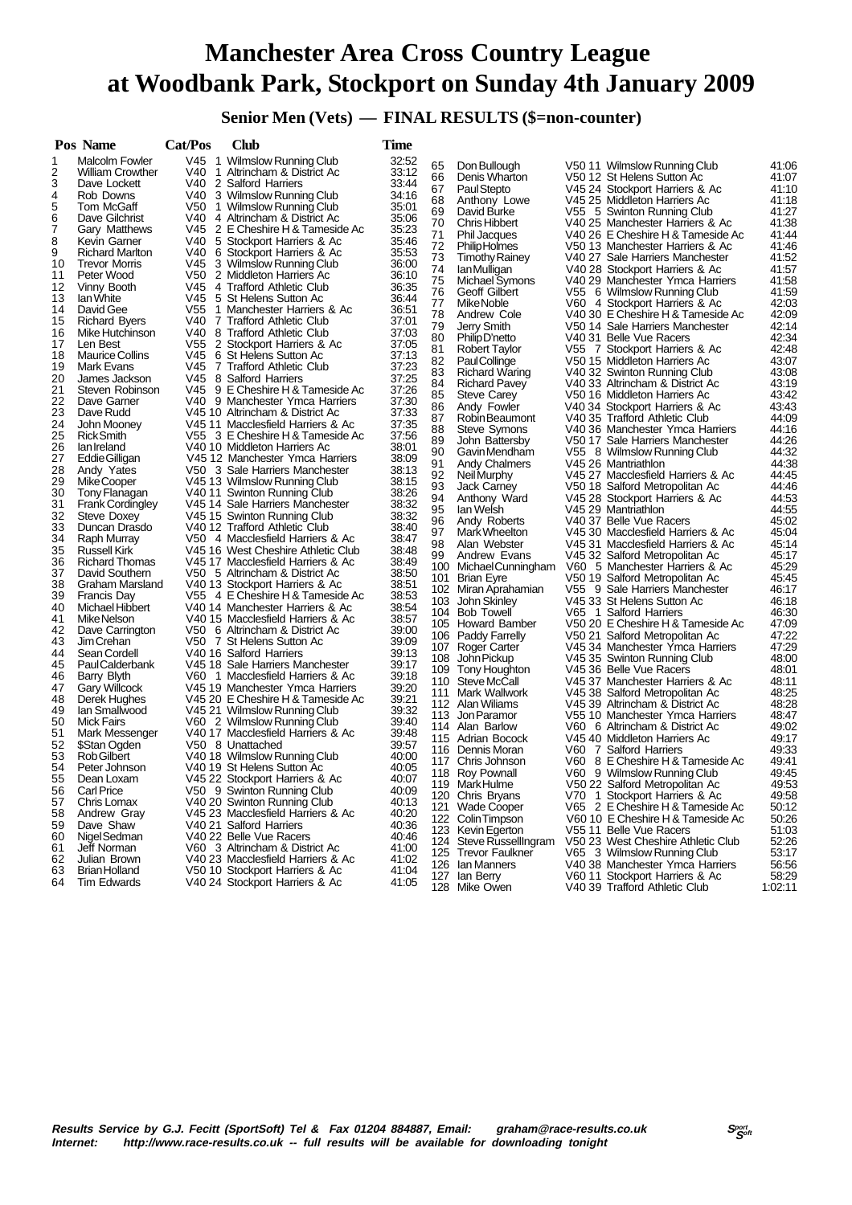# Manchester Area Cross Country League at Woodbank Park, Stockport on Sunday 4th January 2009

## Senior Men (Vets) — FINAL RESULTS ($=non-counter)

| Pos | Name | Cat/Pos | Club | Time |
|---|---|---|---|---|
| 1 | Malcolm Fowler | V45 1 | Wilmslow Running Club | 32:52 |
| 2 | William Crowther | V40 1 | Altrincham & District Ac | 33:12 |
| 3 | Dave Lockett | V40 2 | Salford Harriers | 33:44 |
| 4 | Rob Downs | V40 3 | Wilmslow Running Club | 34:16 |
| 5 | Tom McGaff | V50 1 | Wilmslow Running Club | 35:01 |
| 6 | Dave Gilchrist | V40 4 | Altrincham & District Ac | 35:06 |
| 7 | Gary Matthews | V45 2 | E Cheshire H & Tameside Ac | 35:23 |
| 8 | Kevin Garner | V40 5 | Stockport Harriers & Ac | 35:46 |
| 9 | Richard Marlton | V40 6 | Stockport Harriers & Ac | 35:53 |
| 10 | Trevor Morris | V45 3 | Wilmslow Running Club | 36:00 |
| 11 | Peter Wood | V50 2 | Middleton Harriers Ac | 36:10 |
| 12 | Vinny Booth | V45 4 | Trafford Athletic Club | 36:35 |
| 13 | Ian White | V45 5 | St Helens Sutton Ac | 36:44 |
| 14 | David Gee | V55 1 | Manchester Harriers & Ac | 36:51 |
| 15 | Richard Byers | V40 7 | Trafford Athletic Club | 37:01 |
| 16 | Mike Hutchinson | V40 8 | Trafford Athletic Club | 37:03 |
| 17 | Len Best | V55 2 | Stockport Harriers & Ac | 37:05 |
| 18 | Maurice Collins | V45 6 | St Helens Sutton Ac | 37:13 |
| 19 | Mark Evans | V45 7 | Trafford Athletic Club | 37:23 |
| 20 | James Jackson | V45 8 | Salford Harriers | 37:25 |
| 21 | Steven Robinson | V45 9 | E Cheshire H & Tameside Ac | 37:26 |
| 22 | Dave Garner | V40 9 | Manchester Ymca Harriers | 37:30 |
| 23 | Dave Rudd | V45 10 | Altrincham & District Ac | 37:33 |
| 24 | John Mooney | V45 11 | Macclesfield Harriers & Ac | 37:35 |
| 25 | Rick Smith | V55 3 | E Cheshire H & Tameside Ac | 37:56 |
| 26 | Ian Ireland | V40 10 | Middleton Harriers Ac | 38:01 |
| 27 | Eddie Gilligan | V45 12 | Manchester Ymca Harriers | 38:09 |
| 28 | Andy Yates | V50 3 | Sale Harriers Manchester | 38:13 |
| 29 | Mike Cooper | V45 13 | Wilmslow Running Club | 38:15 |
| 30 | Tony Flanagan | V40 11 | Swinton Running Club | 38:26 |
| 31 | Frank Cordingley | V45 14 | Sale Harriers Manchester | 38:32 |
| 32 | Steve Doxey | V45 15 | Swinton Running Club | 38:32 |
| 33 | Duncan Drasdo | V40 12 | Trafford Athletic Club | 38:40 |
| 34 | Raph Murray | V50 4 | Macclesfield Harriers & Ac | 38:47 |
| 35 | Russell Kirk | V45 16 | West Cheshire Athletic Club | 38:48 |
| 36 | Richard Thomas | V45 17 | Macclesfield Harriers & Ac | 38:49 |
| 37 | David Southern | V50 5 | Altrincham & District Ac | 38:50 |
| 38 | Graham Marsland | V40 13 | Stockport Harriers & Ac | 38:51 |
| 39 | Francis Day | V55 4 | E Cheshire H & Tameside Ac | 38:53 |
| 40 | Michael Hibbert | V40 14 | Manchester Harriers & Ac | 38:54 |
| 41 | Mike Nelson | V40 15 | Macclesfield Harriers & Ac | 38:57 |
| 42 | Dave Carrington | V50 6 | Altrincham & District Ac | 39:00 |
| 43 | Jim Crehan | V50 7 | St Helens Sutton Ac | 39:09 |
| 44 | Sean Cordell | V40 16 | Salford Harriers | 39:13 |
| 45 | Paul Calderbank | V45 18 | Sale Harriers Manchester | 39:17 |
| 46 | Barry Blyth | V60 1 | Macclesfield Harriers & Ac | 39:18 |
| 47 | Gary Willcock | V45 19 | Manchester Ymca Harriers | 39:20 |
| 48 | Derek Hughes | V45 20 | E Cheshire H & Tameside Ac | 39:21 |
| 49 | Ian Smallwood | V45 21 | Wilmslow Running Club | 39:32 |
| 50 | Mick Fairs | V60 2 | Wilmslow Running Club | 39:40 |
| 51 | Mark Messenger | V40 17 | Macclesfield Harriers & Ac | 39:48 |
| 52 | $Stan Ogden | V50 8 | Unattached | 39:57 |
| 53 | Rob Gilbert | V40 18 | Wilmslow Running Club | 40:00 |
| 54 | Peter Johnson | V40 19 | St Helens Sutton Ac | 40:05 |
| 55 | Dean Loxam | V45 22 | Stockport Harriers & Ac | 40:07 |
| 56 | Carl Price | V50 9 | Swinton Running Club | 40:09 |
| 57 | Chris Lomax | V40 20 | Swinton Running Club | 40:13 |
| 58 | Andrew Gray | V45 23 | Macclesfield Harriers & Ac | 40:20 |
| 59 | Dave Shaw | V40 21 | Salford Harriers | 40:36 |
| 60 | Nigel Sedman | V40 22 | Belle Vue Racers | 40:46 |
| 61 | Jeff Norman | V60 3 | Altrincham & District Ac | 41:00 |
| 62 | Julian Brown | V40 23 | Macclesfield Harriers & Ac | 41:02 |
| 63 | Brian Holland | V50 10 | Stockport Harriers & Ac | 41:04 |
| 64 | Tim Edwards | V40 24 | Stockport Harriers & Ac | 41:05 |
| 65 | Don Bullough | V50 11 | Wilmslow Running Club | 41:06 |
| 66 | Denis Wharton | V50 12 | St Helens Sutton Ac | 41:07 |
| 67 | Paul Stepto | V45 24 | Stockport Harriers & Ac | 41:10 |
| 68 | Anthony Lowe | V45 25 | Middleton Harriers Ac | 41:18 |
| 69 | David Burke | V55 5 | Swinton Running Club | 41:27 |
| 70 | Chris Hibbert | V40 25 | Manchester Harriers & Ac | 41:38 |
| 71 | Phil Jacques | V40 26 | E Cheshire H & Tameside Ac | 41:44 |
| 72 | Philip Holmes | V50 13 | Manchester Harriers & Ac | 41:46 |
| 73 | Timothy Rainey | V40 27 | Sale Harriers Manchester | 41:52 |
| 74 | Ian Mulligan | V40 28 | Stockport Harriers & Ac | 41:57 |
| 75 | Michael Symons | V40 29 | Manchester Ymca Harriers | 41:58 |
| 76 | Geoff Gilbert | V55 6 | Wilmslow Running Club | 41:59 |
| 77 | Mike Noble | V60 4 | Stockport Harriers & Ac | 42:03 |
| 78 | Andrew Cole | V40 30 | E Cheshire H & Tameside Ac | 42:09 |
| 79 | Jerry Smith | V50 14 | Sale Harriers Manchester | 42:14 |
| 80 | Philip D'netto | V40 31 | Belle Vue Racers | 42:34 |
| 81 | Robert Taylor | V55 7 | Stockport Harriers & Ac | 42:48 |
| 82 | Paul Collinge | V50 15 | Middleton Harriers Ac | 43:07 |
| 83 | Richard Waring | V40 32 | Swinton Running Club | 43:08 |
| 84 | Richard Pavey | V40 33 | Altrincham & District Ac | 43:19 |
| 85 | Steve Carey | V50 16 | Middleton Harriers Ac | 43:42 |
| 86 | Andy Fowler | V40 34 | Stockport Harriers & Ac | 43:43 |
| 87 | Robin Beaumont | V40 35 | Trafford Athletic Club | 44:09 |
| 88 | Steve Symons | V40 36 | Manchester Ymca Harriers | 44:16 |
| 89 | John Battersby | V50 17 | Sale Harriers Manchester | 44:26 |
| 90 | Gavin Mendham | V55 8 | Wilmslow Running Club | 44:32 |
| 91 | Andy Chalmers | V45 26 | Mantriathlon | 44:38 |
| 92 | Neil Murphy | V45 27 | Macclesfield Harriers & Ac | 44:45 |
| 93 | Jack Carney | V50 18 | Salford Metropolitan Ac | 44:46 |
| 94 | Anthony Ward | V45 28 | Stockport Harriers & Ac | 44:53 |
| 95 | Ian Welsh | V45 29 | Mantriathlon | 44:55 |
| 96 | Andy Roberts | V40 37 | Belle Vue Racers | 45:02 |
| 97 | Mark Wheelton | V45 30 | Macclesfield Harriers & Ac | 45:04 |
| 98 | Alan Webster | V45 31 | Macclesfield Harriers & Ac | 45:14 |
| 99 | Andrew Evans | V45 32 | Salford Metropolitan Ac | 45:17 |
| 100 | Michael Cunningham | V60 5 | Manchester Harriers & Ac | 45:29 |
| 101 | Brian Eyre | V50 19 | Salford Metropolitan Ac | 45:45 |
| 102 | Miran Aprahamian | V55 9 | Sale Harriers Manchester | 46:17 |
| 103 | John Skinley | V45 33 | St Helens Sutton Ac | 46:18 |
| 104 | Bob Towell | V65 1 | Salford Harriers | 46:30 |
| 105 | Howard Bamber | V50 20 | E Cheshire H & Tameside Ac | 47:09 |
| 106 | Paddy Farrelly | V50 21 | Salford Metropolitan Ac | 47:22 |
| 107 | Roger Carter | V45 34 | Manchester Ymca Harriers | 47:29 |
| 108 | John Pickup | V45 35 | Swinton Running Club | 48:00 |
| 109 | Tony Houghton | V45 36 | Belle Vue Racers | 48:01 |
| 110 | Steve McCall | V45 37 | Manchester Harriers & Ac | 48:11 |
| 111 | Mark Wallwork | V45 38 | Salford Metropolitan Ac | 48:25 |
| 112 | Alan Wiliams | V45 39 | Altrincham & District Ac | 48:28 |
| 113 | Jon Paramor | V55 10 | Manchester Ymca Harriers | 48:47 |
| 114 | Alan Barlow | V60 6 | Altrincham & District Ac | 49:02 |
| 115 | Adrian Bocock | V45 40 | Middleton Harriers Ac | 49:17 |
| 116 | Dennis Moran | V60 7 | Salford Harriers | 49:33 |
| 117 | Chris Johnson | V60 8 | E Cheshire H & Tameside Ac | 49:41 |
| 118 | Roy Pownall | V60 9 | Wilmslow Running Club | 49:45 |
| 119 | Mark Hulme | V50 22 | Salford Metropolitan Ac | 49:53 |
| 120 | Chris Bryans | V70 1 | Stockport Harriers & Ac | 49:58 |
| 121 | Wade Cooper | V65 2 | E Cheshire H & Tameside Ac | 50:12 |
| 122 | Colin Timpson | V60 10 | E Cheshire H & Tameside Ac | 50:26 |
| 123 | Kevin Egerton | V55 11 | Belle Vue Racers | 51:03 |
| 124 | Steve Russellingram | V50 23 | West Cheshire Athletic Club | 52:26 |
| 125 | Trevor Faulkner | V65 3 | Wilmslow Running Club | 53:17 |
| 126 | Ian Manners | V40 38 | Manchester Ymca Harriers | 56:56 |
| 127 | Ian Berry | V60 11 | Stockport Harriers & Ac | 58:29 |
| 128 | Mike Owen | V40 39 | Trafford Athletic Club | 1:02:11 |

***Results Service by G.J. Fecitt (SportSoft) Tel & Fax 01204 884887, Email: graham@race-results.co.uk***
***Internet: http://www.race-results.co.uk -- full results will be available for downloading tonight***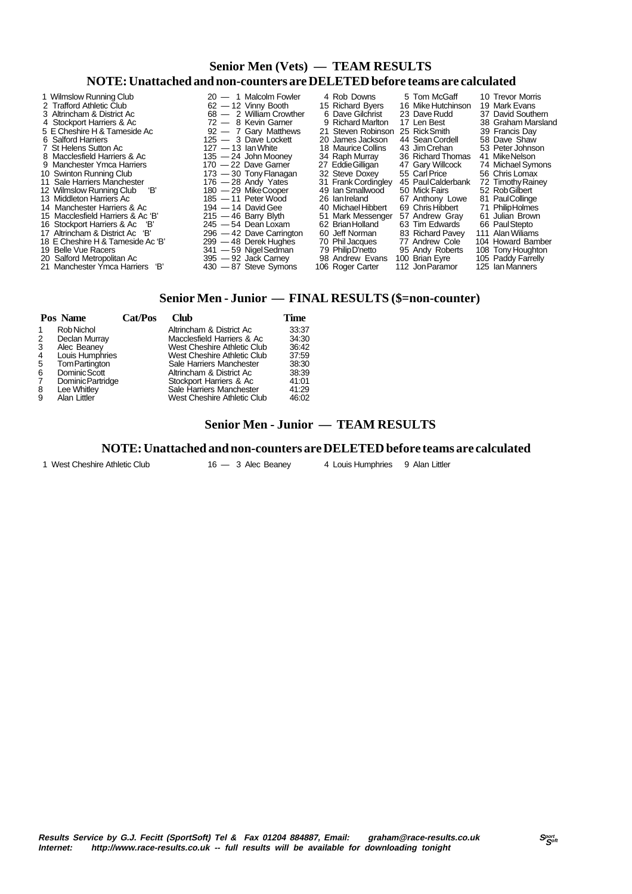## Senior Men (Vets) — TEAM RESULTS

### NOTE: Unattached and non-counters are DELETED before teams are calculated

| | | | | | |
|---|---|---|---|---|---|
| 1 Wilmslow Running Club | 20 — 1 Malcolm Fowler | 4 Rob Downs | 5 Tom McGaff | 10 Trevor Morris |
| 2 Trafford Athletic Club | 62 — 12 Vinny Booth | 15 Richard Byers | 16 Mike Hutchinson | 19 Mark Evans |
| 3 Altrincham & District Ac | 68 — 2 William Crowther | 6 Dave Gilchrist | 23 Dave Rudd | 37 David Southern |
| 4 Stockport Harriers & Ac | 72 — 8 Kevin Garner | 9 Richard Marlton | 17 Len Best | 38 Graham Marsland |
| 5 E Cheshire H & Tameside Ac | 92 — 7 Gary Matthews | 21 Steven Robinson | 25 Rick Smith | 39 Francis Day |
| 6 Salford Harriers | 125 — 3 Dave Lockett | 20 James Jackson | 44 Sean Cordell | 58 Dave Shaw |
| 7 St Helens Sutton Ac | 127 — 13 Ian White | 18 Maurice Collins | 43 Jim Crehan | 53 Peter Johnson |
| 8 Macclesfield Harriers & Ac | 135 — 24 John Mooney | 34 Raph Murray | 36 Richard Thomas | 41 Mike Nelson |
| 9 Manchester Ymca Harriers | 170 — 22 Dave Garner | 27 Eddie Gilligan | 47 Gary Willcock | 74 Michael Symons |
| 10 Swinton Running Club | 173 — 30 Tony Flanagan | 32 Steve Doxey | 55 Carl Price | 56 Chris Lomax |
| 11 Sale Harriers Manchester | 176 — 28 Andy Yates | 31 Frank Cordingley | 45 Paul Calderbank | 72 Timothy Rainey |
| 12 Wilmslow Running Club 'B' | 180 — 29 Mike Cooper | 49 Ian Smallwood | 50 Mick Fairs | 52 Rob Gilbert |
| 13 Middleton Harriers Ac | 185 — 11 Peter Wood | 26 Ian Ireland | 67 Anthony Lowe | 81 Paul Collinge |
| 14 Manchester Harriers & Ac | 194 — 14 David Gee | 40 Michael Hibbert | 69 Chris Hibbert | 71 Philip Holmes |
| 15 Macclesfield Harriers & Ac 'B' | 215 — 46 Barry Blyth | 51 Mark Messenger | 57 Andrew Gray | 61 Julian Brown |
| 16 Stockport Harriers & Ac 'B' | 245 — 54 Dean Loxam | 62 Brian Holland | 63 Tim Edwards | 66 Paul Stepto |
| 17 Altrincham & District Ac 'B' | 296 — 42 Dave Carrington | 60 Jeff Norman | 83 Richard Pavey | 111 Alan Wiliams |
| 18 E Cheshire H & Tameside Ac 'B' | 299 — 48 Derek Hughes | 70 Phil Jacques | 77 Andrew Cole | 104 Howard Bamber |
| 19 Belle Vue Racers | 341 — 59 Nigel Sedman | 79 Philip D'netto | 95 Andy Roberts | 108 Tony Houghton |
| 20 Salford Metropolitan Ac | 395 — 92 Jack Carney | 98 Andrew Evans | 100 Brian Eyre | 105 Paddy Farrelly |
| 21 Manchester Ymca Harriers 'B' | 430 — 87 Steve Symons | 106 Roger Carter | 112 Jon Paramor | 125 Ian Manners |

## Senior Men - Junior — FINAL RESULTS ($=non-counter)

| Pos | Name | Cat/Pos | Club | Time |
|---|---|---|---|---|
| 1 | Rob Nichol | | Altrincham & District Ac | 33:37 |
| 2 | Declan Murray | | Macclesfield Harriers & Ac | 34:30 |
| 3 | Alec Beaney | | West Cheshire Athletic Club | 36:42 |
| 4 | Louis Humphries | | West Cheshire Athletic Club | 37:59 |
| 5 | Tom Partington | | Sale Harriers Manchester | 38:30 |
| 6 | Dominic Scott | | Altrincham & District Ac | 38:39 |
| 7 | Dominic Partridge | | Stockport Harriers & Ac | 41:01 |
| 8 | Lee Whitley | | Sale Harriers Manchester | 41:29 |
| 9 | Alan Littler | | West Cheshire Athletic Club | 46:02 |

## Senior Men - Junior — TEAM RESULTS

### NOTE: Unattached and non-counters are DELETED before teams are calculated

| | | | |
|---|---|---|---|
| 1 West Cheshire Athletic Club | 16 — 3 Alec Beaney | 4 Louis Humphries | 9 Alan Littler |

*Results Service by G.J. Fecitt (SportSoft) Tel & Fax 01204 884887, Email: graham@race-results.co.uk*
*Internet: http://www.race-results.co.uk -- full results will be available for downloading tonight*